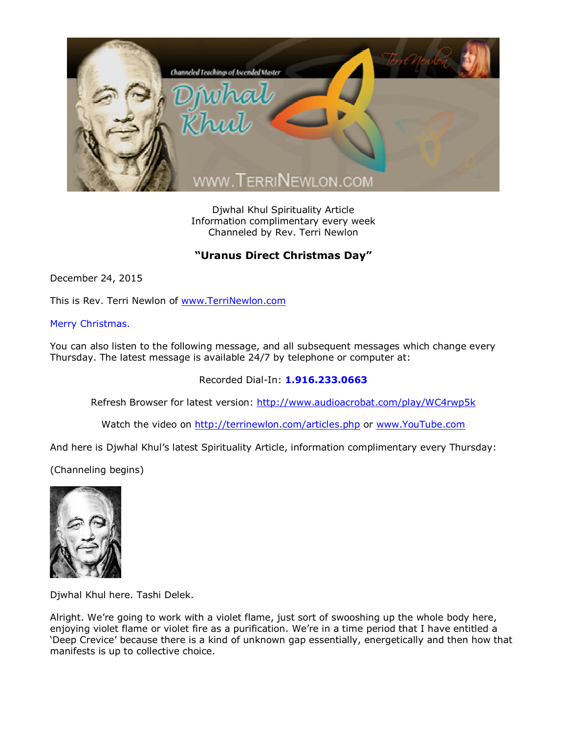Djwhal Khul Spirituality Article
Information complimentary every week
Channeled by Rev. Terri Newlon

## "Uranus Direct Christmas Day"

December 24, 2015

This is Rev. Terri Newlon of www.TerriNewlon.com

Merry Christmas.

You can also listen to the following message, and all subsequent messages which change every Thursday. The latest message is available 24/7 by telephone or computer at:

Recorded Dial-In: **1.916.233.0663**

Refresh Browser for latest version: http://www.audioacrobat.com/play/WC4rwp5k

Watch the video on http://terrinewlon.com/articles.php or www.YouTube.com

And here is Djwhal Khul's latest Spirituality Article, information complimentary every Thursday:

(Channeling begins)

Djwhal Khul here. Tashi Delek.

Alright. We're going to work with a violet flame, just sort of swooshing up the whole body here, enjoying violet flame or violet fire as a purification. We're in a time period that I have entitled a 'Deep Crevice' because there is a kind of unknown gap essentially, energetically and then how that manifests is up to collective choice.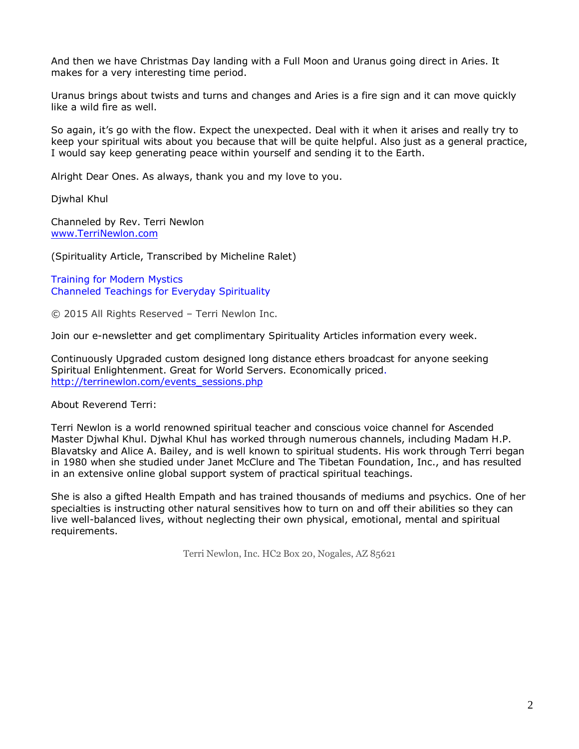And then we have Christmas Day landing with a Full Moon and Uranus going direct in Aries. It makes for a very interesting time period.

Uranus brings about twists and turns and changes and Aries is a fire sign and it can move quickly like a wild fire as well.

So again, it's go with the flow. Expect the unexpected. Deal with it when it arises and really try to keep your spiritual wits about you because that will be quite helpful. Also just as a general practice, I would say keep generating peace within yourself and sending it to the Earth.

Alright Dear Ones. As always, thank you and my love to you.

Djwhal Khul

Channeled by Rev. Terri Newlon
[www.TerriNewlon.com](http://www.TerriNewlon.com)

(Spirituality Article, Transcribed by Micheline Ralet)

Training for Modern Mystics
Channeled Teachings for Everyday Spirituality

© 2015 All Rights Reserved – Terri Newlon Inc.

Join our e-newsletter and get complimentary Spirituality Articles information every week.

Continuously Upgraded custom designed long distance ethers broadcast for anyone seeking Spiritual Enlightenment. Great for World Servers. Economically priced.
[http://terrinewlon.com/events_sessions.php](http://terrinewlon.com/events_sessions.php)

About Reverend Terri:

Terri Newlon is a world renowned spiritual teacher and conscious voice channel for Ascended Master Djwhal Khul. Djwhal Khul has worked through numerous channels, including Madam H.P. Blavatsky and Alice A. Bailey, and is well known to spiritual students. His work through Terri began in 1980 when she studied under Janet McClure and The Tibetan Foundation, Inc., and has resulted in an extensive online global support system of practical spiritual teachings.

She is also a gifted Health Empath and has trained thousands of mediums and psychics. One of her specialties is instructing other natural sensitives how to turn on and off their abilities so they can live well-balanced lives, without neglecting their own physical, emotional, mental and spiritual requirements.

Terri Newlon, Inc. HC2 Box 20, Nogales, AZ 85621